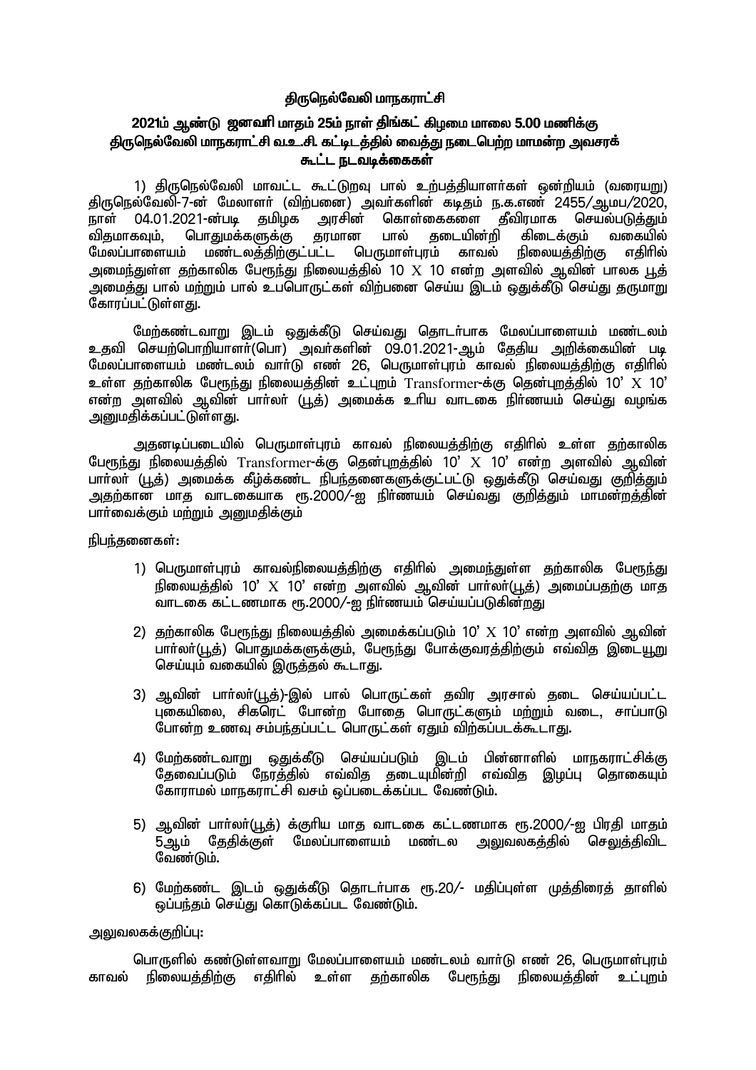# திருநெல்வேலி மாநகராட்சி

## 2021ம் ஆண்டு ஜனவரி மாதம் 25ம் நாள் திங்கட் கிழமை மாலை 5.00 மணிக்கு திருநெல்வேலி மாநகராட்சி வ.உ.சி. கட்டிடத்தில் வைத்து நடைபெற்ற மாமன்ற அவசரக் கூட்ட நடவடிக்கைகள்

1) திருநெல்வேலி மாவட்ட கூட்டுறவு பால் உற்பத்தியாளர்கள் ஒன்றியம் (வரையறு) திருநெல்வேலி-7-ன் மேலாளர் (விற்பனை) அவர்களின் கடிதம் ந.க.எண் 2455/ஆமப/2020, நாள் 04.01.2021-ன்படி தமிழக அரசின் கொள்கைகளை தீவிரமாக செயல்படுத்தும் விதமாகவும், பொதுமக்களுக்கு தரமான பால் தடையின்றி கிடைக்கும் வகையில் மேலப்பாளையம் மண்டலத்திற்குட்பட்ட பெருமாள்புரம் காவல் நிலையத்திற்கு எதிரில் அமைந்துள்ள தற்காலிக பேருந்து நிலையத்தில் 10 X 10 என்ற அளவில் ஆவின் பாலக பூத் அமைத்து பால் மற்றும் பால் உபபொருட்கள் விற்பனை செய்ய இடம் ஒதுக்கீடு செய்து தருமாறு கோரப்பட்டுள்ளது.

மேற்கண்டவாறு இடம் ஒதுக்கீடு செய்வது தொடர்பாக மேலப்பாளையம் மண்டலம் உதவி செயற்பொறியாளர்(பொ) அவர்களின் 09.01.2021-ஆம் தேதிய அறிக்கையின் படி மேலப்பாளையம் மண்டலம் வார்டு எண் 26, பெருமாள்புரம் காவல் நிலையத்திற்கு எதிரில் உள்ள தற்காலிக பேருந்து நிலையத்தின் உட்புறம் Transformer-க்கு தென்புறத்தில் 10' X 10' என்ற அளவில் ஆவின் பார்லர் (பூத்) அமைக்க உரிய வாடகை நிர்ணயம் செய்து வழங்க அனுமதிக்கப்பட்டுள்ளது.

அதனடிப்படையில் பெருமாள்புரம் காவல் நிலையத்திற்கு எதிரில் உள்ள தற்காலிக பேருந்து நிலையத்தில் Transformer-க்கு தென்புறத்தில் 10' X 10' என்ற அளவில் ஆவின் பார்லர் (பூத்) அமைக்க கீழ்க்கண்ட நிபந்தனைகளுக்குட்பட்டு ஒதுக்கீடு செய்வது குறித்தும் அதற்கான மாத வாடகையாக ரூ.2000/-ஐ நிர்ணயம் செய்வது குறித்தும் மாமன்றத்தின் பார்வைக்கும் மற்றும் அனுமதிக்கும்

நிபந்தனைகள்:

1) பெருமாள்புரம் காவல்நிலையத்திற்கு எதிரில் அமைந்துள்ள தற்காலிக பேருந்து நிலையத்தில் 10' X 10' என்ற அளவில் ஆவின் பார்லர்(பூத்) அமைப்பதற்கு மாத வாடகை கட்டணமாக ரூ.2000/-ஐ நிர்ணயம் செய்யப்படுகின்றது
2) தற்காலிக பேருந்து நிலையத்தில் அமைக்கப்படும் 10' X 10' என்ற அளவில் ஆவின் பார்லர்(பூத்) பொதுமக்களுக்கும், பேருந்து போக்குவரத்திற்கும் எவ்வித இடையூறு செய்யும் வகையில் இருத்தல் கூடாது.
3) ஆவின் பார்லர்(பூத்)-இல் பால் பொருட்கள் தவிர அரசால் தடை செய்யப்பட்ட புகையிலை, சிகரெட் போன்ற போதை பொருட்களும் மற்றும் வடை, சாப்பாடு போன்ற உணவு சம்பந்தப்பட்ட பொருட்கள் ஏதும் விற்கப்படக்கூடாது.
4) மேற்கண்டவாறு ஒதுக்கீடு செய்யப்படும் இடம் பின்னாளில் மாநகராட்சிக்கு தேவைப்படும் நேரத்தில் எவ்வித தடையுமின்றி எவ்வித இழப்பு தொகையும் கோராமல் மாநகராட்சி வசம் ஒப்படைக்கப்பட வேண்டும்.
5) ஆவின் பார்லர்(பூத்) க்குரிய மாத வாடகை கட்டணமாக ரூ.2000/-ஐ பிரதி மாதம் 5ஆம் தேதிக்குள் மேலப்பாளையம் மண்டல அலுவலகத்தில் செலுத்திவிட வேண்டும்.
6) மேற்கண்ட இடம் ஒதுக்கீடு தொடர்பாக ரூ.20/- மதிப்புள்ள முத்திரைத் தாளில் ஒப்பந்தம் செய்து கொடுக்கப்பட வேண்டும்.

அலுவலகக்குறிப்பு:

பொருளில் கண்டுள்ளவாறு மேலப்பாளையம் மண்டலம் வார்டு எண் 26, பெருமாள்புரம் காவல் நிலையத்திற்கு எதிரில் உள்ள தற்காலிக பேருந்து நிலையத்தின் உட்புறம்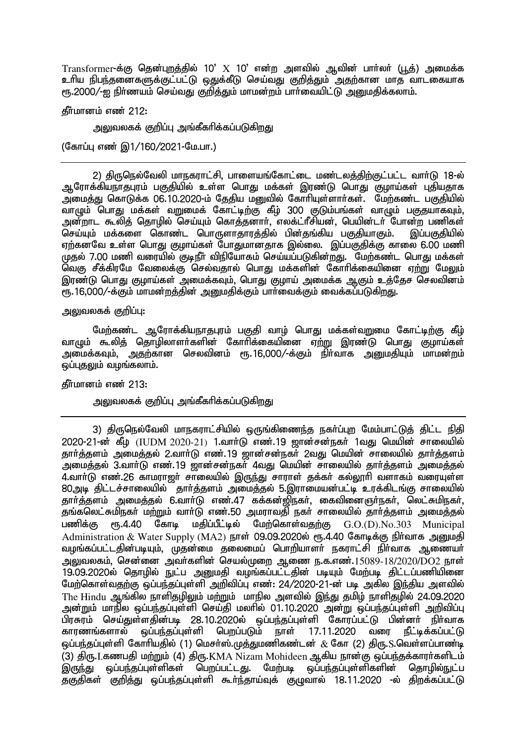Transformer-க்கு தென்புறத்தில் 10' X 10' என்ற அளவில் ஆவின் பார்லர் (பூத்) அமைக்க உரிய நிபந்தனைகளுக்குட்பட்டு ஒதுக்கீடு செய்வது குறித்தும் அதற்கான மாத வாடகையாக ரூ.2000/-ஐ நிர்ணயம் செய்வது குறித்தும் மாமன்றம் பார்வையிட்டு அனுமதிக்கலாம்.

தீர்மானம் எண் 212:

அலுவலகக் குறிப்பு அங்கீகரிக்கப்படுகிறது

(கோப்பு எண் இ1/160/2021-மே.பா.)

---

2) திருநெல்வேலி மாநகராட்சி, பாளையங்கோட்டை மண்டலத்திற்குட்பட்ட வார்டு 18-ல் ஆரோக்கியநாதபுரம் பகுதியில் உள்ள பொது மக்கள் இரண்டு பொது குழாய்கள் புதியதாக அமைத்து கொடுக்க 06.10.2020-ம் தேதிய மனுவில் கோரியுள்ளார்கள். மேற்கண்ட பகுதியில் வாழும் பொது மக்கள் வறுமைக் கோட்டிற்கு கீழ் 300 குடும்பங்கள் வாழும் பகுதயாகவும், அன்றாட கூலித் தொழில் செய்யும் கொத்தனார், எலக்ட்ரீசியன், பெயின்டர் போன்ற பணிகள் செய்யும் மக்களை கொண்ட பொருளாதாரத்தில் பின்தங்கிய பகுதியாகும். இப்பகுதியில் ஏற்கனவே உள்ள பொது குழாய்கள் போதுமானதாக இல்லை. இப்பகுதிக்கு காலை 6.00 மணி முதல் 7.00 மணி வரையில் குடிநீர் விநியோகம் செய்யப்படுகின்றது. மேற்கண்ட பொது மக்கள் வெகு சீக்கிரமே வேலைக்கு செல்வதால் பொது மக்களின் கோரிக்கையினை ஏற்று மேலும் இரண்டு பொது குழாய்கள் அமைக்கவும், பொது குழாய் அமைக்க ஆகும் உத்தேச செலவினம் ரூ.16,000/-க்கும் மாமன்றத்தின் அனுமதிக்கும் பார்வைக்கும் வைக்கப்படுகிறது.

அலுவலகக் குறிப்பு:

மேற்கண்ட ஆரோக்கியநாதபுரம் பகுதி வாழ் பொது மக்கள்வறுமை கோட்டிற்கு கீழ் வாழும் கூலித் தொழிலாளர்களின் கோரிக்கையினை ஏற்று இரண்டு பொது குழாய்கள் அமைக்கவும், அதற்கான செலவினம் ரூ.16,000/-க்கும் நிர்வாக அனுமதியும் மாமன்றம் ஒப்புதலும் வழங்கலாம்.

தீர்மானம் எண் 213:

அலுவலகக் குறிப்பு அங்கீகரிக்கப்படுகிறது

---

3) திருநெல்வேலி மாநகராட்சியில் ஒருங்கிணைந்த நகர்ப்புற மேம்பாட்டுத் திட்ட நிதி 2020-21-ன் கீழ் (IUDM 2020-21) 1.வார்டு எண்.19 ஜான்சன்நகர் 1வது மெயின் சாலையில் தார்த்தளம் அமைத்தல் 2.வார்டு எண்.19 ஜான்சன்நகர் 2வது மெயின் சாலையில் தார்த்தளம் அமைத்தல் 3.வார்டு எண்.19 ஜான்சன்நகர் 4வது மெயின் சாலையில் தார்த்தளம் அமைத்தல் 4.வார்டு எண்.26 காமராஜர் சாலையில் இருந்து சாரா தக்கர் கல்லூரி வளாகம் வரையுள்ள 80அடி திட்டச்சாலையில் தார்த்தளம் அமைத்தல் 5.இராமையன்பட்டி உரக்கிடங்கு சாலையில் தார்த்தளம் அமைத்தல் 6.வார்டு எண்.47 கக்கன்ஜிநகர், கைவினைஞர்நகர், லெட்சுமிநகர், தங்கலெட்சுமிநகர் மற்றும் வார்டு எண்.50 அமராவதி நகர் சாலையில் தார்த்தளம் அமைத்தல் பணிக்கு ரூ.4.40 கோடி மதிப்பீட்டில் மேற்கொள்வதற்கு G.O.(D).No.303 Municipal Administration & Water Supply (MA2) நாள் 09.09.2020ல் ரூ.4.40 கோடிக்கு நிர்வாக அனுமதி வழங்கப்பட்டதின்படியும், முதன்மை தலைமைப் பொறியாளர் நகராட்சி நிர்வாக ஆணையர் அலுவலகம், சென்னை அவர்களின் செயல்முறை ஆணை ந.க.எண்.15089-18/2020/DO2 நாள் 19.09.2020ல் தொழில் நுட்ப அனுமதி வழங்கப்பட்டதின் படியும் மேற்படி திட்டப்பணியினை மேற்கொள்வதற்கு ஒப்பந்தப்புள்ளி அறிவிப்பு எண்: 24/2020-21-ன் படி அகில இந்திய அளவில் The Hindu ஆங்கில நாளிதழிலும் மற்றும் மாநில அளவில் இந்து தமிழ் நாளிதழில் 24.09.2020 அன்றும் மாநில ஒப்பந்தப்புள்ளி செய்தி மலரில் 01.10.2020 அன்று ஒப்பந்தப்புள்ளி அறிவிப்பு பிரசுரம் செய்துள்ளதின்படி 28.10.2020ல் ஒப்பந்தப்புள்ளி கோரப்பட்டு பின்னர் நிர்வாக காரணங்களால் ஒப்பந்தப்புள்ளி பெறப்படும் நாள் 17.11.2020 வரை நீட்டிக்கப்பட்டு ஒப்பந்தப்புள்ளி கோரியதில் (1) மெசர்ஸ்.முத்துமணிகண்டன் & கோ (2) திரு.S.வெள்ளப்பாண்டி (3) திரு.I.கணபதி மற்றும் (4) திரு.KMA Nizam Mohideen ஆகிய நான்கு ஒப்பந்தக்காரர்களிடம் இருந்து ஒப்பந்தப்புள்ளிகள் பெறப்பட்டது. மேற்படி ஒப்பந்தப்புள்ளிகளின் தொழில்நுட்ப தகுதிகள் குறித்து ஒப்பந்தப்புள்ளி கூர்ந்தாய்வுக் குழுவால் 18.11.2020 -ல் திறக்கப்பட்டு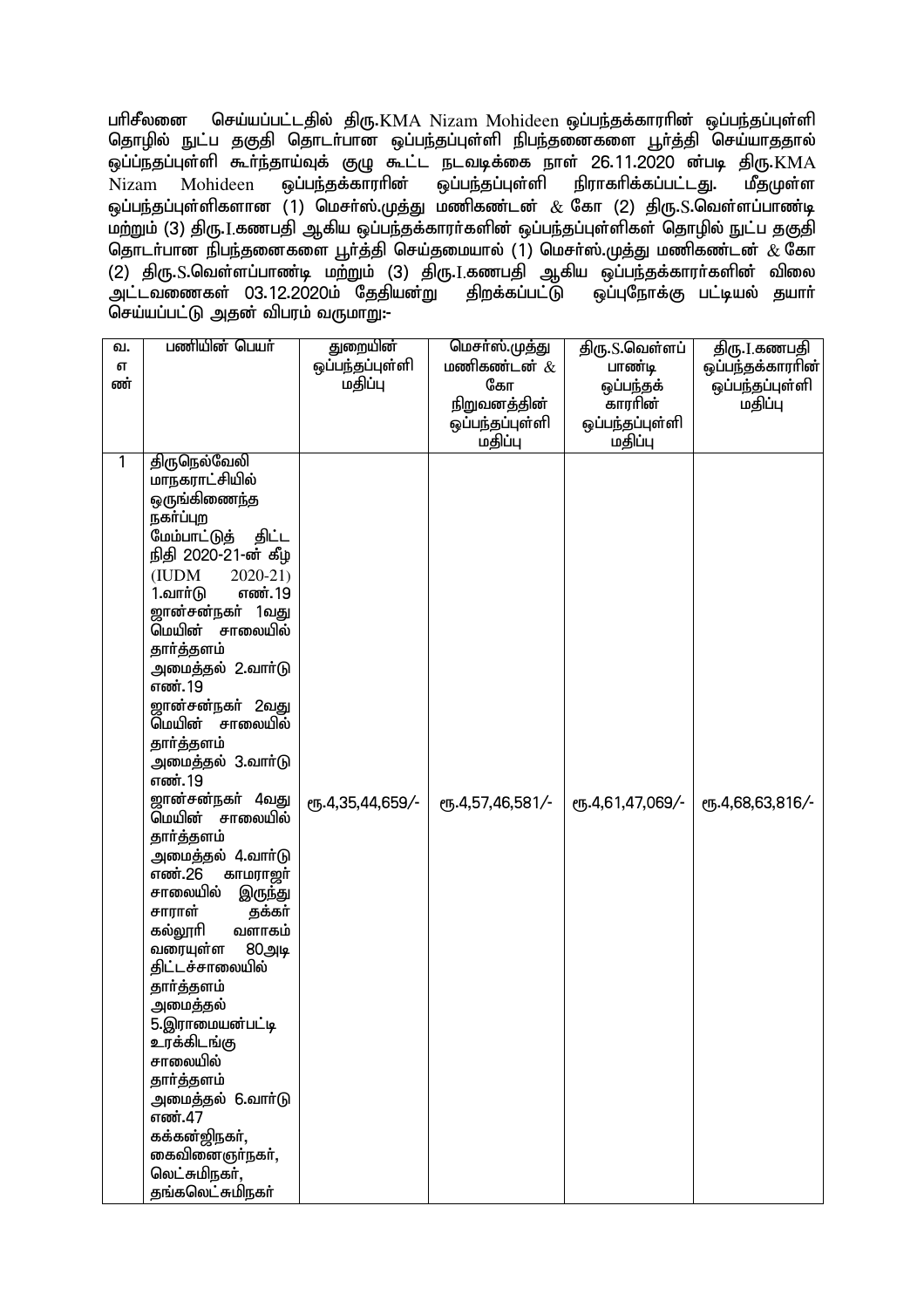பரிசீலனை செய்யப்பட்டதில் திரு.KMA Nizam Mohideen ஒப்பந்தக்காரரின் ஒப்பந்தப்புள்ளி தொழில் நுட்ப தகுதி தொடர்பான ஒப்பந்தப்புள்ளி நிபந்தனைகளை பூர்த்தி செய்யாததால் ஒப்பந்தப்புள்ளி கூர்ந்தாய்வுக் குழு கூட்ட நடவடிக்கை நாள் 26.11.2020 ன்படி திரு.KMA Nizam Mohideen ஒப்பந்தக்காரரின் ஒப்பந்தப்புள்ளி நிராகரிக்கப்பட்டது. மீதமுள்ள ஒப்பந்தப்புள்ளிகளான (1) மெசர்ஸ்.முத்து மணிகண்டன் & கோ (2) திரு.S.வெள்ளப்பாண்டி மற்றும் (3) திரு.I.கணபதி ஆகிய ஒப்பந்தக்காரர்களின் ஒப்பந்தப்புள்ளிகள் தொழில் நுட்ப தகுதி தொடர்பான நிபந்தனைகளை பூர்த்தி செய்தமையால் (1) மெசர்ஸ்.முத்து மணிகண்டன் & கோ (2) திரு.S.வெள்ளப்பாண்டி மற்றும் (3) திரு.I.கணபதி ஆகிய ஒப்பந்தக்காரர்களின் விலை அட்டவணைகள் 03.12.2020ம் தேதியன்று திறக்கப்பட்டு ஒப்புநோக்கு பட்டியல் தயார் செய்யப்பட்டு அதன் விபரம் வருமாறு:-

| வ. எண் | பணியின் பெயர் | துறையின் ஒப்பந்தப்புள்ளி மதிப்பு | மெசர்ஸ்.முத்து மணிகண்டன் & கோ நிறுவனத்தின் ஒப்பந்தப்புள்ளி மதிப்பு | திரு.S.வெள்ளப் பாண்டி ஒப்பந்தக் காரரின் ஒப்பந்தப்புள்ளி மதிப்பு | திரு.I.கணபதி ஒப்பந்தக்காரரின் ஒப்பந்தப்புள்ளி மதிப்பு |
|---|---|---|---|---|---|
| 1 | திருநெல்வேலி மாநகராட்சியில் ஒருங்கிணைந்த நகர்ப்புற மேம்பாட்டுத் திட்ட நிதி 2020-21-ன் கீழ் (IUDM 2020-21) 1.வார்டு எண்.19 ஜான்சன்நகர் 1வது மெயின் சாலையில் தார்த்தளம் அமைத்தல் 2.வார்டு எண்.19 ஜான்சன்நகர் 2வது மெயின் சாலையில் தார்த்தளம் அமைத்தல் 3.வார்டு எண்.19 ஜான்சன்நகர் 4வது மெயின் சாலையில் தார்த்தளம் அமைத்தல் 4.வார்டு எண்.26 காமராஜர் சாலையில் இருந்து சாராள் தக்கர் கல்லூரி வளாகம் வரையுள்ள 80அடி திட்டச்சாலையில் தார்த்தளம் அமைத்தல் 5.இராமையன்பட்டி உரக்கிடங்கு சாலையில் தார்த்தளம் அமைத்தல் 6.வார்டு எண்.47 கக்கன்ஜிநகர், கைவினைஞர்நகர், லெட்சுமிநகர், தங்கலெட்சுமிநகர் | ரூ.4,35,44,659/- | ரூ.4,57,46,581/- | ரூ.4,61,47,069/- | ரூ.4,68,63,816/- |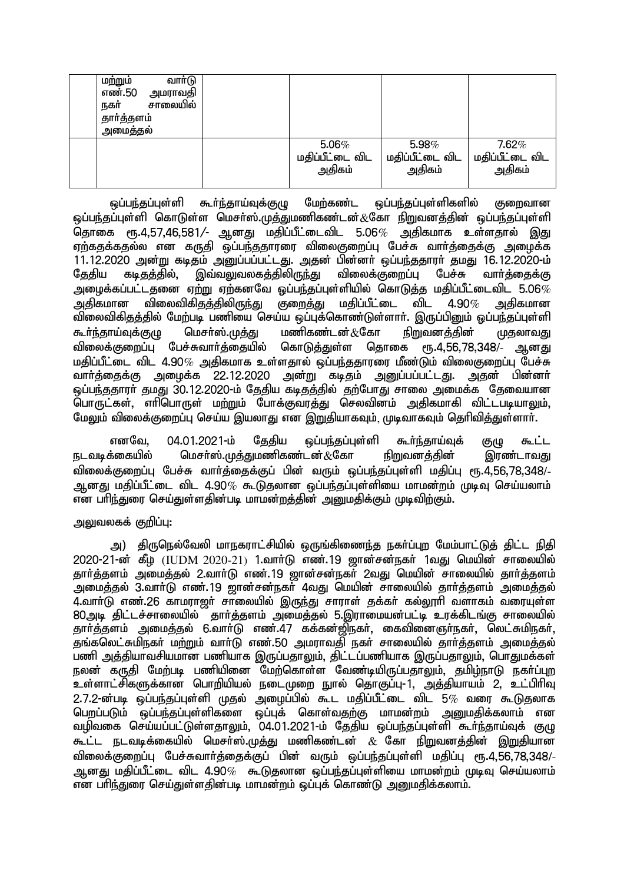| | | | | |
|---|---|---|---|---|
| | மற்றும் வார்டு எண்.50 அமராவதி நகர் சாலையில் தார்த்தளம் அமைத்தல் | | | |
| | | 5.06% மதிப்பீட்டை விட அதிகம் | 5.98% மதிப்பீட்டை விட அதிகம் | 7.62% மதிப்பீட்டை விட அதிகம் |

ஒப்பந்தப்புள்ளி கூர்ந்தாய்வுக்குழு மேற்கண்ட ஒப்பந்தப்புள்ளிகளில் குறைவான ஒப்பந்தப்புள்ளி கொடுள்ள மெசர்ஸ்.முத்துமணிகண்டன்&கோ நிறுவனத்தின் ஒப்பந்தப்புள்ளி தொகை ரூ.4,57,46,581/- ஆனது மதிப்பீட்டைவிட 5.06% அதிகமாக உள்ளதால் இது ஏற்கதக்கதல்ல என கருதி ஒப்பந்ததாரரை விலைகுறைப்பு பேச்சு வார்த்தைக்கு அழைக்க 11.12.2020 அன்று கடிதம் அனுப்பப்பட்டது. அதன் பின்னர் ஒப்பந்ததாரர் தமது 16.12.2020-ம் தேதிய கடிதத்தில், இவ்வலுவலகத்திலிருந்து விலைக்குறைப்பு பேச்சு வார்த்தைக்கு அழைக்கப்பட்டதனை ஏற்று ஏற்கனவே ஒப்பந்தப்புள்ளியில் கொடுத்த மதிப்பீட்டைவிட 5.06% அதிகமான விலைவிகிதத்திலிருந்து குறைத்து மதிப்பீட்டை விட 4.90% அதிகமான விலைவிகிதத்தில் மேற்படி பணியை செய்ய ஒப்புக்கொண்டுள்ளார். இருப்பினும் ஒப்பந்தப்புள்ளி கூர்ந்தாய்வுக்குழு மெசர்ஸ்.முத்து மணிகண்டன்&கோ நிறுவனத்தின் முதலாவது விலைக்குறைப்பு பேச்சுவார்த்தையில் கொடுத்துள்ள தொகை ரூ.4,56,78,348/- ஆனது மதிப்பீட்டை விட 4.90% அதிகமாக உள்ளதால் ஒப்பந்ததாரரை மீண்டும் விலைகுறைப்பு பேச்சு வார்த்தைக்கு அழைக்க 22.12.2020 அன்று கடிதம் அனுப்பப்பட்டது. அதன் பின்னர் ஒப்பந்ததாரர் தமது 30.12.2020-ம் தேதிய கடிதத்தில் தற்போது சாலை அமைக்க தேவையான பொருட்கள், எரிபொருள் மற்றும் போக்குவரத்து செலவினம் அதிகமாகி விட்டபடியாலும், மேலும் விலைக்குறைப்பு செய்ய இயலாது என இறுதியாகவும், முடிவாகவும் தெரிவித்துள்ளார்.

எனவே, 04.01.2021-ம் தேதிய ஒப்பந்தப்புள்ளி கூர்ந்தாய்வுக் குழு கூட்ட நடவடிக்கையில் மெசர்ஸ்.முத்துமணிகண்டன்&கோ நிறுவனத்தின் இரண்டாவது விலைக்குறைப்பு பேச்சு வார்த்தைக்குப் பின் வரும் ஒப்பந்தப்புள்ளி மதிப்பு ரூ.4,56,78,348/- ஆனது மதிப்பீட்டை விட 4.90% கூடுதலான ஒப்பந்தப்புள்ளியை மாமன்றம் முடிவு செய்யலாம் என பரிந்துரை செய்துள்ளதின்படி மாமன்றத்தின் அனுமதிக்கும் முடிவிற்கும்.

அலுவலகக் குறிப்பு:

அ) திருநெல்வேலி மாநகராட்சியில் ஒருங்கிணைந்த நகர்ப்புற மேம்பாட்டுத் திட்ட நிதி 2020-21-ன் கீழ் (IUDM 2020-21) 1.வார்டு எண்.19 ஜான்சன்நகர் 1வது மெயின் சாலையில் தார்த்தளம் அமைத்தல் 2.வார்டு எண்.19 ஜான்சன்நகர் 2வது மெயின் சாலையில் தார்த்தளம் அமைத்தல் 3.வார்டு எண்.19 ஜான்சன்நகர் 4வது மெயின் சாலையில் தார்த்தளம் அமைத்தல் 4.வார்டு எண்.26 காமராஜர் சாலையில் இருந்து சாராள் தக்கர் கல்லூரி வளாகம் வரையுள்ள 80அடி திட்டச்சாலையில் தார்த்தளம் அமைத்தல் 5.இராமையன்பட்டி உரக்கிடங்கு சாலையில் தார்த்தளம் அமைத்தல் 6.வார்டு எண்.47 கக்கன்ஜிநகர், கைவினைஞர்நகர், லெட்சுமிநகர், தங்கலெட்சுமிநகர் மற்றும் வார்டு எண்.50 அமராவதி நகர் சாலையில் தார்த்தளம் அமைத்தல் பணி அத்தியாவசியமான பணியாக இருப்பதாலும், திட்டப்பணியாக இருப்பதாலும், பொதுமக்கள் நலன் கருதி மேற்படி பணியினை மேற்கொள்ள வேண்டியிருப்பதாலும், தமிழ்நாடு நகர்ப்புற உள்ளாட்சிகளுக்கான பொறியியல் நடைமுறை நூல் தொகுப்பு-1, அத்தியாயம் 2, உட்பிரிவு 2.7.2-ன்படி ஒப்பந்தப்புள்ளி முதல் அழைப்பில் கூட மதிப்பீட்டை விட 5% வரை கூடுதலாக பெறப்படும் ஒப்பந்தப்புள்ளிகளை ஒப்புக் கொள்வதற்கு மாமன்றம் அனுமதிக்கலாம் என வழிவகை செய்யப்பட்டுள்ளதாலும், 04.01.2021-ம் தேதிய ஒப்பந்தப்புள்ளி கூர்ந்தாய்வுக் குழு கூட்ட நடவடிக்கையில் மெசர்ஸ்.முத்து மணிகண்டன் & கோ நிறுவனத்தின் இறுதியான விலைக்குறைப்பு பேச்சுவார்த்தைக்குப் பின் வரும் ஒப்பந்தப்புள்ளி மதிப்பு ரூ.4,56,78,348/- ஆனது மதிப்பீட்டை விட 4.90% கூடுதலான ஒப்பந்தப்புள்ளியை மாமன்றம் முடிவு செய்யலாம் என பரிந்துரை செய்துள்ளதின்படி மாமன்றம் ஒப்புக் கொண்டு அனுமதிக்கலாம்.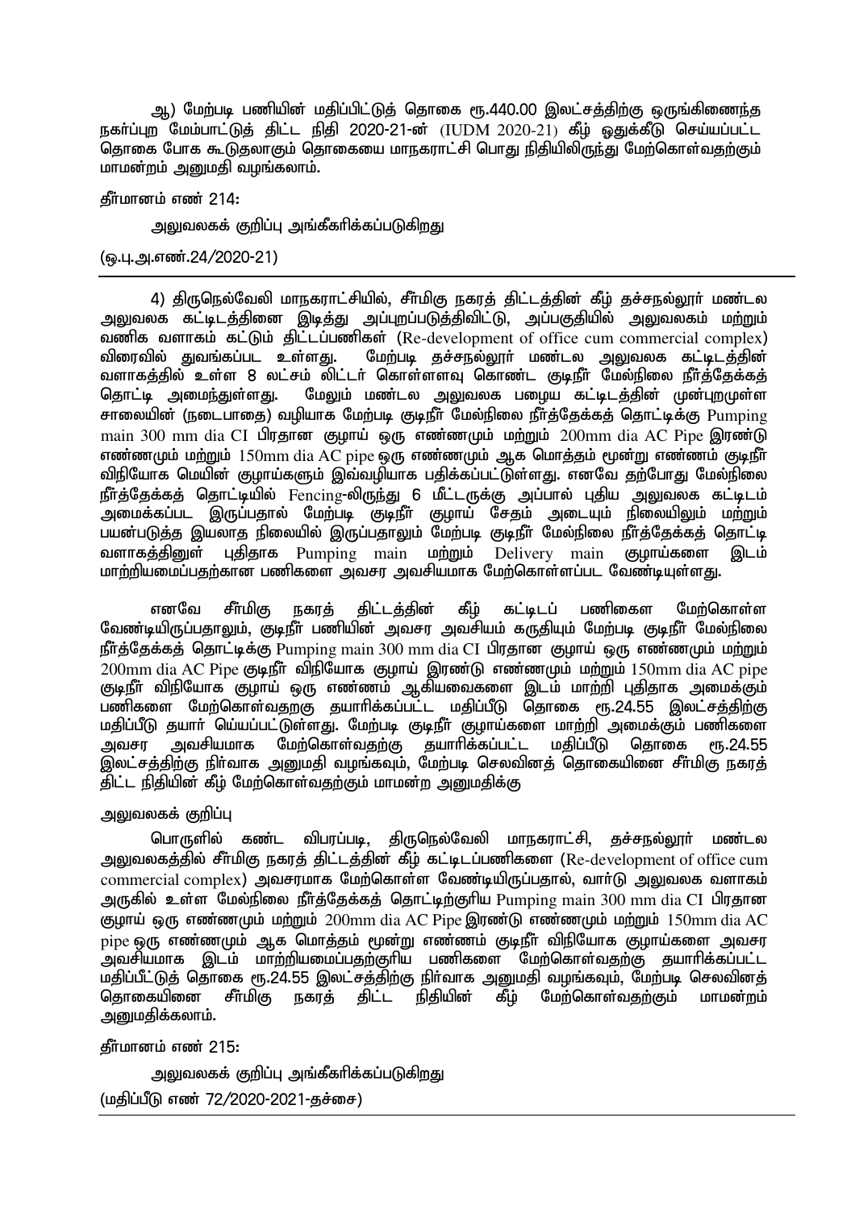ஆ) மேற்படி பணியின் மதிப்பிட்டுத் தொகை ரூ.440.00 இலட்சத்திற்கு ஒருங்கிணைந்த நகர்ப்புற மேம்பாட்டுத் திட்ட நிதி 2020-21-ன் (IUDM 2020-21) கீழ் ஒதுக்கீடு செய்யப்பட்ட தொகை போக கூடுதலாகும் தொகையை மாநகராட்சி பொது நிதியிலிருந்து மேற்கொள்வதற்கும் மாமன்றம் அனுமதி வழங்கலாம்.

தீர்மானம் எண் 214:

அலுவலகக் குறிப்பு அங்கீகரிக்கப்படுகிறது

(ஒ.பு.அ.எண்.24/2020-21)

---

4) திருநெல்வேலி மாநகராட்சியில், சீர்மிகு நகரத் திட்டத்தின் கீழ் தச்சநல்லூர் மண்டல அலுவலக கட்டிடத்தினை இடித்து அப்புறப்படுத்திவிட்டு, அப்பகுதியில் அலுவலகம் மற்றும் வணிக வளாகம் கட்டும் திட்டப்பணிகள் (Re-development of office cum commercial complex) விரைவில் துவங்கப்பட உள்ளது. மேற்படி தச்சநல்லூர் மண்டல அலுவலக கட்டிடத்தின் வளாகத்தில் உள்ள 8 லட்சம் லிட்டர் கொள்ளளவு கொண்ட குடிநீர் மேல்நிலை நீர்த்தேக்கத் தொட்டி அமைந்துள்ளது. மேலும் மண்டல அலுவலக பழைய கட்டிடத்தின் முன்புறமுள்ள சாலையின் (நடைபாதை) வழியாக மேற்படி குடிநீர் மேல்நிலை நீர்த்தேக்கத் தொட்டிக்கு Pumping main 300 mm dia CI பிரதான குழாய் ஒரு எண்ணமும் மற்றும் 200mm dia AC Pipe இரண்டு எண்ணமும் மற்றும் 150mm dia AC pipe ஒரு எண்ணமும் ஆக மொத்தம் மூன்று எண்ணம் குடிநீர் விநியோக மெயின் குழாய்களும் இவ்வழியாக பதிக்கப்பட்டுள்ளது. எனவே தற்போது மேல்நிலை நீர்த்தேக்கத் தொட்டியில் Fencing-லிருந்து 6 மீட்டருக்கு அப்பால் புதிய அலுவலக கட்டிடம் அமைக்கப்பட இருப்பதால் மேற்படி குடிநீர் குழாய் சேதம் அடையும் நிலையிலும் மற்றும் பயன்படுத்த இயலாத நிலையில் இருப்பதாலும் மேற்படி குடிநீர் மேல்நிலை நீர்த்தேக்கத் தொட்டி வளாகத்தினுள் புதிதாக Pumping main மற்றும் Delivery main குழாய்களை இடம் மாற்றியமைப்பதற்கான பணிகளை அவசர அவசியமாக மேற்கொள்ளப்பட வேண்டியுள்ளது.

எனவே சீர்மிகு நகரத் திட்டத்தின் கீழ் கட்டிடப் பணிகளை மேற்கொள்ள வேண்டியிருப்பதாலும், குடிநீர் பணியின் அவசர அவசியம் கருதியும் மேற்படி குடிநீர் மேல்நிலை நீர்த்தேக்கத் தொட்டிக்கு Pumping main 300 mm dia CI பிரதான குழாய் ஒரு எண்ணமும் மற்றும் 200mm dia AC Pipe குடிநீர் விநியோக குழாய் இரண்டு எண்ணமும் மற்றும் 150mm dia AC pipe குடிநீர் விநியோக குழாய் ஒரு எண்ணம் ஆகியவைகளை இடம் மாற்றி புதிதாக அமைக்கும் பணிகளை மேற்கொள்வதறகு தயாரிக்கப்பட்ட மதிப்பீடு தொகை ரூ.24.55 இலட்சத்திற்கு மதிப்பீடு தயார் செய்யப்பட்டுள்ளது. மேற்படி குடிநீர் குழாய்களை மாற்றி அமைக்கும் பணிகளை அவசர அவசியமாக மேற்கொள்வதற்கு தயாரிக்கப்பட்ட மதிப்பீடு தொகை ரூ.24.55 இலட்சத்திற்கு நிர்வாக அனுமதி வழங்கவும், மேற்படி செலவினத் தொகையினை சீர்மிகு நகரத் திட்ட நிதியின் கீழ் மேற்கொள்வதற்கும் மாமன்ற அனுமதிக்கு

அலுவலகக் குறிப்பு

பொருளில் கண்ட விபரப்படி, திருநெல்வேலி மாநகராட்சி, தச்சநல்லூர் மண்டல அலுவலகத்தில் சீர்மிகு நகரத் திட்டத்தின் கீழ் கட்டிடப்பணிகளை (Re-development of office cum commercial complex) அவசரமாக மேற்கொள்ள வேண்டியிருப்பதால், வார்டு அலுவலக வளாகம் அருகில் உள்ள மேல்நிலை நீர்த்தேக்கத் தொட்டிற்குரிய Pumping main 300 mm dia CI பிரதான குழாய் ஒரு எண்ணமும் மற்றும் 200mm dia AC Pipe இரண்டு எண்ணமும் மற்றும் 150mm dia AC pipe ஒரு எண்ணமும் ஆக மொத்தம் மூன்று எண்ணம் குடிநீர் விநியோக குழாய்களை அவசர அவசியமாக இடம் மாற்றியமைப்பதற்குரிய பணிகளை மேற்கொள்வதற்கு தயாரிக்கப்பட்ட மதிப்பீட்டுத் தொகை ரூ.24.55 இலட்சத்திற்கு நிர்வாக அனுமதி வழங்கவும், மேற்படி செலவினத் தொகையினை சீர்மிகு நகரத் திட்ட நிதியின் கீழ் மேற்கொள்வதற்கும் மாமன்றம் அனுமதிக்கலாம்.

தீர்மானம் எண் 215:

அலுவலகக் குறிப்பு அங்கீகரிக்கப்படுகிறது

(மதிப்பீடு எண் 72/2020-2021-தச்சை)

---